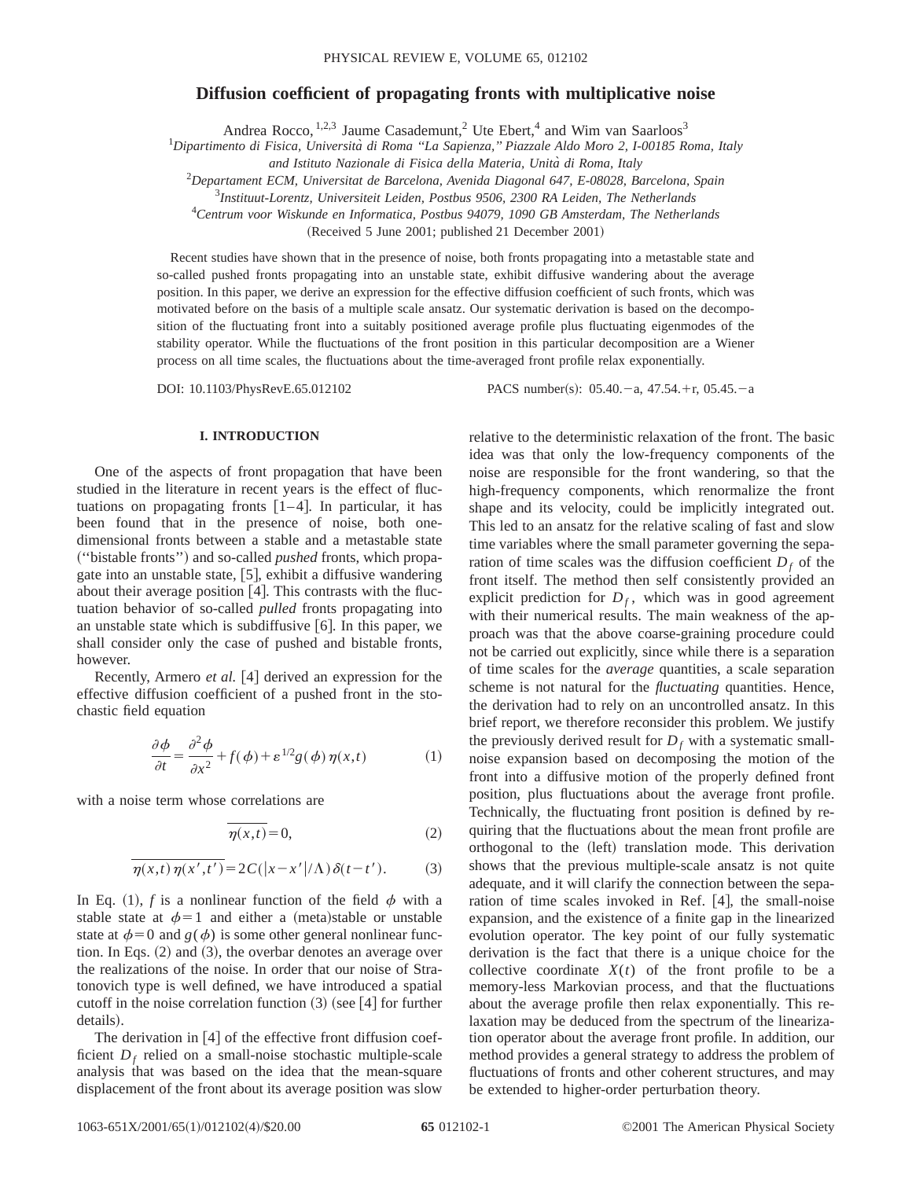# Diffusion coefficient of propagating fronts with multiplicative noise

Andrea Rocco,[1,2,3] Jaume Casademunt,[2] Ute Ebert,[4] and Wim van Saarloos[3]

[1]*Dipartimento di Fisica, Università di Roma "La Sapienza," Piazzale Aldo Moro 2, I-00185 Roma, Italy and Istituto Nazionale di Fisica della Materia, Unità di Roma, Italy*

[2]*Departament ECM, Universitat de Barcelona, Avenida Diagonal 647, E-08028, Barcelona, Spain*

[3]*Instituut-Lorentz, Universiteit Leiden, Postbus 9506, 2300 RA Leiden, The Netherlands*

[4]*Centrum voor Wiskunde en Informatica, Postbus 94079, 1090 GB Amsterdam, The Netherlands*

(Received 5 June 2001; published 21 December 2001)

Recent studies have shown that in the presence of noise, both fronts propagating into a metastable state and so-called pushed fronts propagating into an unstable state, exhibit diffusive wandering about the average position. In this paper, we derive an expression for the effective diffusion coefficient of such fronts, which was motivated before on the basis of a multiple scale ansatz. Our systematic derivation is based on the decomposition of the fluctuating front into a suitably positioned average profile plus fluctuating eigenmodes of the stability operator. While the fluctuations of the front position in this particular decomposition are a Wiener process on all time scales, the fluctuations about the time-averaged front profile relax exponentially.

DOI: 10.1103/PhysRevE.65.012102 PACS number(s): 05.40.−a, 47.54.+r, 05.45.−a

## I. INTRODUCTION

One of the aspects of front propagation that have been studied in the literature in recent years is the effect of fluctuations on propagating fronts [1–4]. In particular, it has been found that in the presence of noise, both one-dimensional fronts between a stable and a metastable state ("bistable fronts") and so-called *pushed* fronts, which propagate into an unstable state, [5], exhibit a diffusive wandering about their average position [4]. This contrasts with the fluctuation behavior of so-called *pulled* fronts propagating into an unstable state which is subdiffusive [6]. In this paper, we shall consider only the case of pushed and bistable fronts, however.

Recently, Armero *et al.* [4] derived an expression for the effective diffusion coefficient of a pushed front in the stochastic field equation

$$\frac{\partial \phi}{\partial t} = \frac{\partial^2 \phi}{\partial x^2} + f(\phi) + \varepsilon^{1/2} g(\phi)\eta(x,t) \tag{1}$$

with a noise term whose correlations are

$$\overline{\eta(x,t)} = 0, \tag{2}$$

$$\overline{\eta(x,t)\eta(x',t')} = 2C(|x-x'|/\Lambda)\delta(t-t'). \tag{3}$$

In Eq. (1), $f$ is a nonlinear function of the field $\phi$ with a stable state at $\phi=1$ and either a (meta)stable or unstable state at $\phi=0$ and $g(\phi)$ is some other general nonlinear function. In Eqs. (2) and (3), the overbar denotes an average over the realizations of the noise. In order that our noise of Stratonovich type is well defined, we have introduced a spatial cutoff in the noise correlation function (3) (see [4] for further details).

The derivation in [4] of the effective front diffusion coefficient $D_f$ relied on a small-noise stochastic multiple-scale analysis that was based on the idea that the mean-square displacement of the front about its average position was slow relative to the deterministic relaxation of the front. The basic idea was that only the low-frequency components of the noise are responsible for the front wandering, so that the high-frequency components, which renormalize the front shape and its velocity, could be implicitly integrated out. This led to an ansatz for the relative scaling of fast and slow time variables where the small parameter governing the separation of time scales was the diffusion coefficient $D_f$ of the front itself. The method then self consistently provided an explicit prediction for $D_f$, which was in good agreement with their numerical results. The main weakness of the approach was that the above coarse-graining procedure could not be carried out explicitly, since while there is a separation of time scales for the *average* quantities, a scale separation scheme is not natural for the *fluctuating* quantities. Hence, the derivation had to rely on an uncontrolled ansatz. In this brief report, we therefore reconsider this problem. We justify the previously derived result for $D_f$ with a systematic small-noise expansion based on decomposing the motion of the front into a diffusive motion of the properly defined front position, plus fluctuations about the average front profile. Technically, the fluctuating front position is defined by requiring that the fluctuations about the mean front profile are orthogonal to the (left) translation mode. This derivation shows that the previous multiple-scale ansatz is not quite adequate, and it will clarify the connection between the separation of time scales invoked in Ref. [4], the small-noise expansion, and the existence of a finite gap in the linearized evolution operator. The key point of our fully systematic derivation is the fact that there is a unique choice for the collective coordinate $X(t)$ of the front profile to be a memory-less Markovian process, and that the fluctuations about the average profile then relax exponentially. This relaxation may be deduced from the spectrum of the linearization operator about the average front profile. In addition, our method provides a general strategy to address the problem of fluctuations of fronts and other coherent structures, and may be extended to higher-order perturbation theory.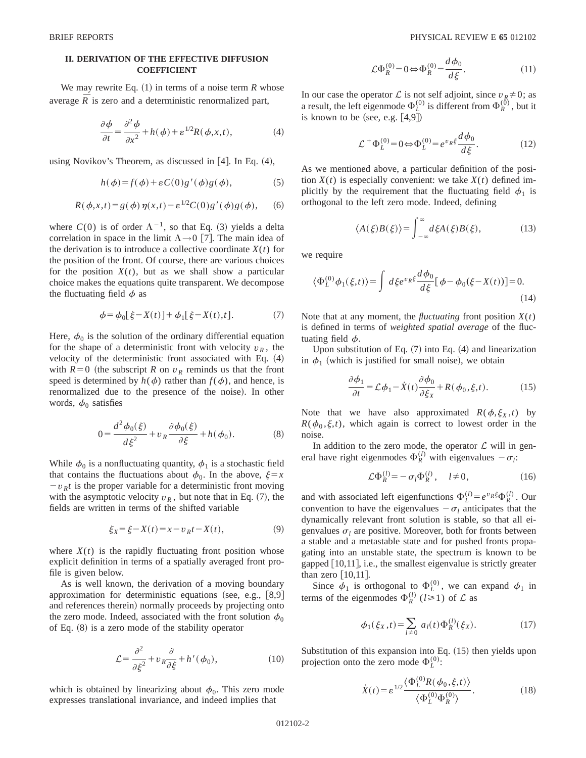## II. DERIVATION OF THE EFFECTIVE DIFFUSION COEFFICIENT

We may rewrite Eq. (1) in terms of a noise term $R$ whose average $\overline{R}$ is zero and a deterministic renormalized part,

$$\frac{\partial \phi}{\partial t} = \frac{\partial^2 \phi}{\partial x^2} + h(\phi) + \varepsilon^{1/2} R(\phi, x, t), \tag{4}$$

using Novikov's Theorem, as discussed in [4]. In Eq. (4),

$$h(\phi) = f(\phi) + \varepsilon C(0) g'(\phi) g(\phi), \tag{5}$$

$$R(\phi, x, t) = g(\phi)\eta(x,t) - \varepsilon^{1/2} C(0) g'(\phi) g(\phi), \tag{6}$$

where $C(0)$ is of order $\Lambda^{-1}$, so that Eq. (3) yields a delta correlation in space in the limit $\Lambda \to 0$ [7]. The main idea of the derivation is to introduce a collective coordinate $X(t)$ for the position of the front. Of course, there are various choices for the position $X(t)$, but as we shall show a particular choice makes the equations quite transparent. We decompose the fluctuating field $\phi$ as

$$\phi = \phi_0[\xi - X(t)] + \phi_1[\xi - X(t), t]. \tag{7}$$

Here, $\phi_0$ is the solution of the ordinary differential equation for the shape of a deterministic front with velocity $v_R$, the velocity of the deterministic front associated with Eq. (4) with $R=0$ (the subscript $R$ on $v_R$ reminds us that the front speed is determined by $h(\phi)$ rather than $f(\phi)$, and hence, is renormalized due to the presence of the noise). In other words, $\phi_0$ satisfies

$$0 = \frac{d^2 \phi_0(\xi)}{d\xi^2} + v_R \frac{\partial \phi_0(\xi)}{\partial \xi} + h(\phi_0). \tag{8}$$

While $\phi_0$ is a nonfluctuating quantity, $\phi_1$ is a stochastic field that contains the fluctuations about $\phi_0$. In the above, $\xi = x - v_R t$ is the proper variable for a deterministic front moving with the asymptotic velocity $v_R$, but note that in Eq. (7), the fields are written in terms of the shifted variable

$$\xi_X = \xi - X(t) = x - v_R t - X(t), \tag{9}$$

where $X(t)$ is the rapidly fluctuating front position whose explicit definition in terms of a spatially averaged front profile is given below.

As is well known, the derivation of a moving boundary approximation for deterministic equations (see, e.g., [8,9] and references therein) normally proceeds by projecting onto the zero mode. Indeed, associated with the front solution $\phi_0$ of Eq. (8) is a zero mode of the stability operator

$$\mathcal{L} = \frac{\partial^2}{\partial \xi^2} + v_R \frac{\partial}{\partial \xi} + h'(\phi_0), \tag{10}$$

which is obtained by linearizing about $\phi_0$. This zero mode expresses translational invariance, and indeed implies that

$$\mathcal{L}\Phi_R^{(0)} = 0 \Leftrightarrow \Phi_R^{(0)} = \frac{d\phi_0}{d\xi}. \tag{11}$$

In our case the operator $\mathcal{L}$ is not self adjoint, since $v_R \neq 0$; as a result, the left eigenmode $\Phi_L^{(0)}$ is different from $\Phi_R^{(0)}$, but it is known to be (see, e.g. [4,9])

$$\mathcal{L}^+ \Phi_L^{(0)} = 0 \Leftrightarrow \Phi_L^{(0)} = e^{v_R \xi} \frac{d\phi_0}{d\xi}. \tag{12}$$

As we mentioned above, a particular definition of the position $X(t)$ is especially convenient: we take $X(t)$ defined implicitly by the requirement that the fluctuating field $\phi_1$ is orthogonal to the left zero mode. Indeed, defining

$$\langle A(\xi) B(\xi) \rangle = \int_{-\infty}^{\infty} d\xi A(\xi) B(\xi), \tag{13}$$

we require

$$\langle \Phi_L^{(0)} \phi_1(\xi, t) \rangle = \int d\xi e^{v_R \xi} \frac{d\phi_0}{d\xi} [\phi - \phi_0(\xi - X(t))] = 0. \tag{14}$$

Note that at any moment, the *fluctuating* front position $X(t)$ is defined in terms of *weighted spatial average* of the fluctuating field $\phi$.

Upon substitution of Eq. (7) into Eq. (4) and linearization in $\phi_1$ (which is justified for small noise), we obtain

$$\frac{\partial \phi_1}{\partial t} = \mathcal{L}\phi_1 - \dot{X}(t) \frac{\partial \phi_0}{\partial \xi_X} + R(\phi_0, \xi, t). \tag{15}$$

Note that we have also approximated $R(\phi, \xi_X, t)$ by $R(\phi_0, \xi, t)$, which again is correct to lowest order in the noise.

In addition to the zero mode, the operator $\mathcal{L}$ will in general have right eigenmodes $\Phi_R^{(l)}$ with eigenvalues $-\sigma_l$:

$$\mathcal{L}\Phi_R^{(l)} = -\sigma_l \Phi_R^{(l)}, \quad l \neq 0, \tag{16}$$

and with associated left eigenfunctions $\Phi_L^{(l)} = e^{v_R \xi} \Phi_R^{(l)}$. Our convention to have the eigenvalues $-\sigma_l$ anticipates that the dynamically relevant front solution is stable, so that all eigenvalues $\sigma_l$ are positive. Moreover, both for fronts between a stable and a metastable state and for pushed fronts propagating into an unstable state, the spectrum is known to be gapped [10,11], i.e., the smallest eigenvalue is strictly greater than zero [10,11].

Since $\phi_1$ is orthogonal to $\Phi_L^{(0)}$, we can expand $\phi_1$ in terms of the eigenmodes $\Phi_R^{(l)}$ ($l \geq 1$) of $\mathcal{L}$ as

$$\phi_1(\xi_X, t) = \sum_{l \neq 0} a_l(t) \Phi_R^{(l)}(\xi_X). \tag{17}$$

Substitution of this expansion into Eq. (15) then yields upon projection onto the zero mode $\Phi_L^{(0)}$:

$$\dot{X}(t) = \varepsilon^{1/2} \frac{\langle \Phi_L^{(0)} R(\phi_0, \xi, t) \rangle}{\langle \Phi_L^{(0)} \Phi_R^{(0)} \rangle}. \tag{18}$$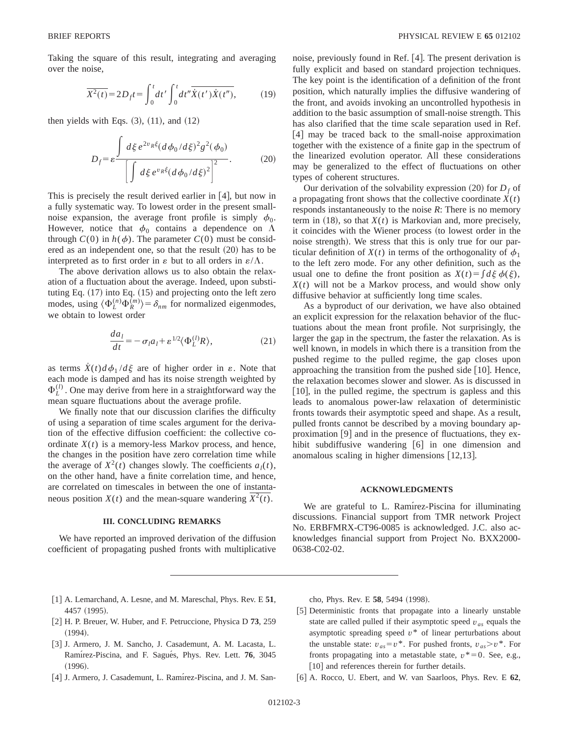Taking the square of this result, integrating and averaging over the noise,

$$\overline{X^2(t)} = 2D_f t = \int_0^t dt' \int_0^t dt'' \overline{\dot{X}(t')\dot{X}(t'')}, \tag{19}$$

then yields with Eqs. (3), (11), and (12)

$$D_f = \varepsilon \frac{\int d\xi \, e^{2v_R\xi}(d\phi_0/d\xi)^2 g^2(\phi_0)}{\left[\int d\xi \, e^{v_R\xi}(d\phi_0/d\xi)^2\right]^2}. \tag{20}$$

This is precisely the result derived earlier in [4], but now in a fully systematic way. To lowest order in the present small-noise expansion, the average front profile is simply $\phi_0$. However, notice that $\phi_0$ contains a dependence on $\Lambda$ through $C(0)$ in $h(\phi)$. The parameter $C(0)$ must be considered as an independent one, so that the result (20) has to be interpreted as to first order in $\varepsilon$ but to all orders in $\varepsilon/\Lambda$.

The above derivation allows us to also obtain the relaxation of a fluctuation about the average. Indeed, upon substituting Eq. (17) into Eq. (15) and projecting onto the left zero modes, using $\langle \Phi_L^{(n)} \Phi_R^{(m)} \rangle = \delta_{nm}$ for normalized eigenmodes, we obtain to lowest order

$$\frac{da_l}{dt} = -\sigma_l a_l + \varepsilon^{1/2} \langle \Phi_L^{(l)} R \rangle, \tag{21}$$

as terms $\dot{X}(t) d\phi_1/d\xi$ are of higher order in $\varepsilon$. Note that each mode is damped and has its noise strength weighted by $\Phi_L^{(l)}$. One may derive from here in a straightforward way the mean square fluctuations about the average profile.

We finally note that our discussion clarifies the difficulty of using a separation of time scales argument for the derivation of the effective diffusion coefficient: the collective coordinate $X(t)$ is a memory-less Markov process, and hence, the changes in the position have zero correlation time while the average of $X^2(t)$ changes slowly. The coefficients $a_l(t)$, on the other hand, have a finite correlation time, and hence, are correlated on timescales in between the one of instantaneous position $X(t)$ and the mean-square wandering $\overline{X^2(t)}$.

## III. CONCLUDING REMARKS

We have reported an improved derivation of the diffusion coefficient of propagating pushed fronts with multiplicative noise, previously found in Ref. [4]. The present derivation is fully explicit and based on standard projection techniques. The key point is the identification of a definition of the front position, which naturally implies the diffusive wandering of the front, and avoids invoking an uncontrolled hypothesis in addition to the basic assumption of small-noise strength. This has also clarified that the time scale separation used in Ref. [4] may be traced back to the small-noise approximation together with the existence of a finite gap in the spectrum of the linearized evolution operator. All these considerations may be generalized to the effect of fluctuations on other types of coherent structures.

Our derivation of the solvability expression (20) for $D_f$ of a propagating front shows that the collective coordinate $X(t)$ responds instantaneously to the noise $R$: There is no memory term in (18), so that $X(t)$ is Markovian and, more precisely, it coincides with the Wiener process (to lowest order in the noise strength). We stress that this is only true for our particular definition of $X(t)$ in terms of the orthogonality of $\phi_1$ to the left zero mode. For any other definition, such as the usual one to define the front position as $X(t) = \int d\xi \, \phi(\xi)$, $X(t)$ will not be a Markov process, and would show only diffusive behavior at sufficiently long time scales.

As a byproduct of our derivation, we have also obtained an explicit expression for the relaxation behavior of the fluctuations about the mean front profile. Not surprisingly, the larger the gap in the spectrum, the faster the relaxation. As is well known, in models in which there is a transition from the pushed regime to the pulled regime, the gap closes upon approaching the transition from the pushed side [10]. Hence, the relaxation becomes slower and slower. As is discussed in [10], in the pulled regime, the spectrum is gapless and this leads to anomalous power-law relaxation of deterministic fronts towards their asymptotic speed and shape. As a result, pulled fronts cannot be described by a moving boundary approximation [9] and in the presence of fluctuations, they exhibit subdiffusive wandering [6] in one dimension and anomalous scaling in higher dimensions [12,13].

## ACKNOWLEDGMENTS

We are grateful to L. Ramírez-Piscina for illuminating discussions. Financial support from TMR network Project No. ERBFMRX-CT96-0085 is acknowledged. J.C. also acknowledges financial support from Project No. BXX2000-0638-C02-02.

---

[1] A. Lemarchand, A. Lesne, and M. Mareschal, Phys. Rev. E **51**, 4457 (1995).

[2] H. P. Breuer, W. Huber, and F. Petruccione, Physica D **73**, 259 (1994).

[3] J. Armero, J. M. Sancho, J. Casademunt, A. M. Lacasta, L. Ramírez-Piscina, and F. Sagués, Phys. Rev. Lett. **76**, 3045 (1996).

[4] J. Armero, J. Casademunt, L. Ramírez-Piscina, and J. M. Sancho, Phys. Rev. E **58**, 5494 (1998).

[5] Deterministic fronts that propagate into a linearly unstable state are called pulled if their asymptotic speed $v_{as}$ equals the asymptotic spreading speed $v^*$ of linear perturbations about the unstable state: $v_{as} = v^*$. For pushed fronts, $v_{as} > v^*$. For fronts propagating into a metastable state, $v^* = 0$. See, e.g., [10] and references therein for further details.

[6] A. Rocco, U. Ebert, and W. van Saarloos, Phys. Rev. E **62**,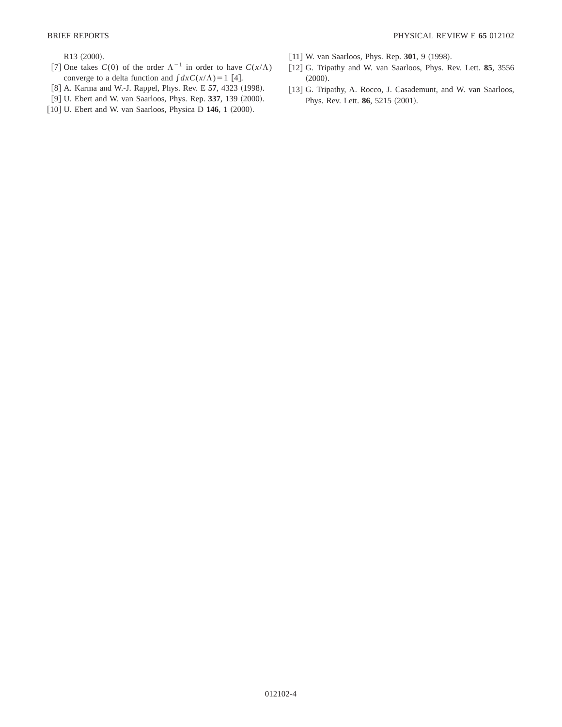R13 (2000).

[7] One takes $C(0)$ of the order $\Lambda^{-1}$ in order to have $C(x/\Lambda)$ converge to a delta function and $\int dx C(x/\Lambda)=1$ [4].

[8] A. Karma and W.-J. Rappel, Phys. Rev. E **57**, 4323 (1998).

[9] U. Ebert and W. van Saarloos, Phys. Rep. **337**, 139 (2000).

[10] U. Ebert and W. van Saarloos, Physica D **146**, 1 (2000).

[11] W. van Saarloos, Phys. Rep. **301**, 9 (1998).

[12] G. Tripathy and W. van Saarloos, Phys. Rev. Lett. **85**, 3556 (2000).

[13] G. Tripathy, A. Rocco, J. Casademunt, and W. van Saarloos, Phys. Rev. Lett. **86**, 5215 (2001).